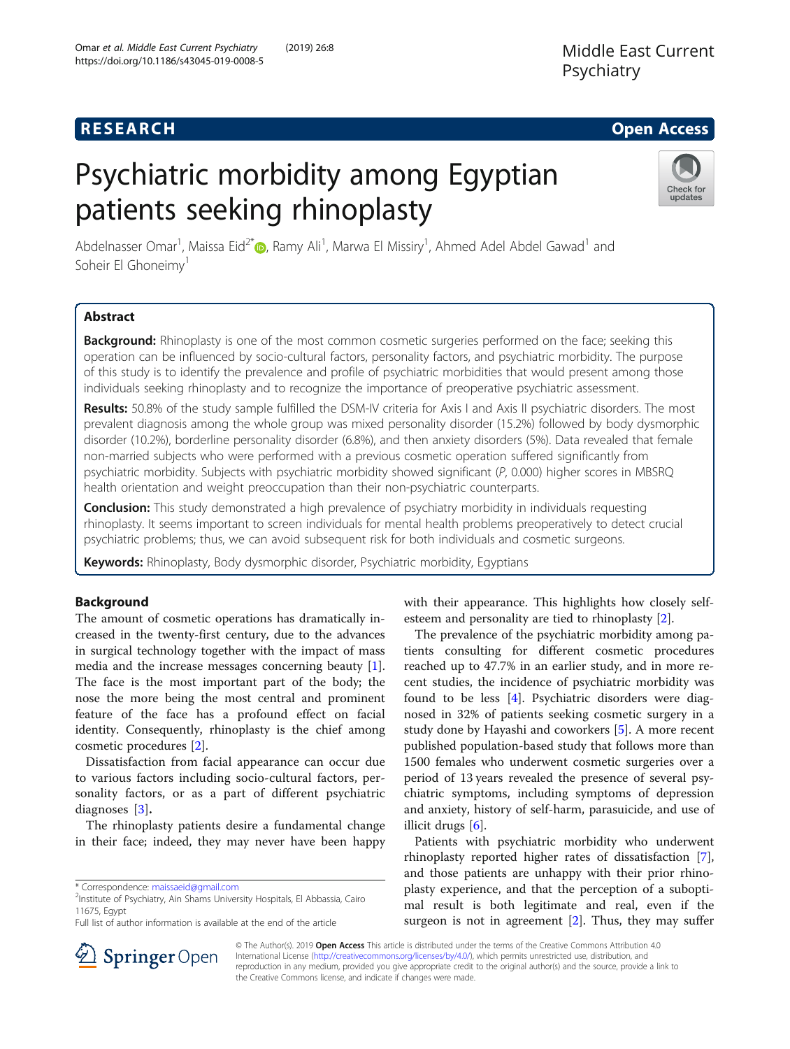RESEARCH | Open Access

# Psychiatric morbidity among Egyptian patients seeking rhinoplasty

Abdelnasser Omar[1], Maissa Eid[2*], Ramy Ali[1], Marwa El Missiry[1], Ahmed Adel Abdel Gawad[1] and Soheir El Ghoneimy[1]

## Abstract

**Background:** Rhinoplasty is one of the most common cosmetic surgeries performed on the face; seeking this operation can be influenced by socio-cultural factors, personality factors, and psychiatric morbidity. The purpose of this study is to identify the prevalence and profile of psychiatric morbidities that would present among those individuals seeking rhinoplasty and to recognize the importance of preoperative psychiatric assessment.

**Results:** 50.8% of the study sample fulfilled the DSM-IV criteria for Axis I and Axis II psychiatric disorders. The most prevalent diagnosis among the whole group was mixed personality disorder (15.2%) followed by body dysmorphic disorder (10.2%), borderline personality disorder (6.8%), and then anxiety disorders (5%). Data revealed that female non-married subjects who were performed with a previous cosmetic operation suffered significantly from psychiatric morbidity. Subjects with psychiatric morbidity showed significant (*P*, 0.000) higher scores in MBSRQ health orientation and weight preoccupation than their non-psychiatric counterparts.

**Conclusion:** This study demonstrated a high prevalence of psychiatry morbidity in individuals requesting rhinoplasty. It seems important to screen individuals for mental health problems preoperatively to detect crucial psychiatric problems; thus, we can avoid subsequent risk for both individuals and cosmetic surgeons.

**Keywords:** Rhinoplasty, Body dysmorphic disorder, Psychiatric morbidity, Egyptians

## Background

The amount of cosmetic operations has dramatically increased in the twenty-first century, due to the advances in surgical technology together with the impact of mass media and the increase messages concerning beauty [1]. The face is the most important part of the body; the nose the more being the most central and prominent feature of the face has a profound effect on facial identity. Consequently, rhinoplasty is the chief among cosmetic procedures [2].

Dissatisfaction from facial appearance can occur due to various factors including socio-cultural factors, personality factors, or as a part of different psychiatric diagnoses [3].

The rhinoplasty patients desire a fundamental change in their face; indeed, they may never have been happy with their appearance. This highlights how closely self-esteem and personality are tied to rhinoplasty [2].

The prevalence of the psychiatric morbidity among patients consulting for different cosmetic procedures reached up to 47.7% in an earlier study, and in more recent studies, the incidence of psychiatric morbidity was found to be less [4]. Psychiatric disorders were diagnosed in 32% of patients seeking cosmetic surgery in a study done by Hayashi and coworkers [5]. A more recent published population-based study that follows more than 1500 females who underwent cosmetic surgeries over a period of 13 years revealed the presence of several psychiatric symptoms, including symptoms of depression and anxiety, history of self-harm, parasuicide, and use of illicit drugs [6].

Patients with psychiatric morbidity who underwent rhinoplasty reported higher rates of dissatisfaction [7], and those patients are unhappy with their prior rhinoplasty experience, and that the perception of a suboptimal result is both legitimate and real, even if the surgeon is not in agreement [2]. Thus, they may suffer

\* Correspondence: maissaeid@gmail.com
[2]Institute of Psychiatry, Ain Shams University Hospitals, El Abbassia, Cairo 11675, Egypt
Full list of author information is available at the end of the article

© The Author(s). 2019 **Open Access** This article is distributed under the terms of the Creative Commons Attribution 4.0 International License (http://creativecommons.org/licenses/by/4.0/), which permits unrestricted use, distribution, and reproduction in any medium, provided you give appropriate credit to the original author(s) and the source, provide a link to the Creative Commons license, and indicate if changes were made.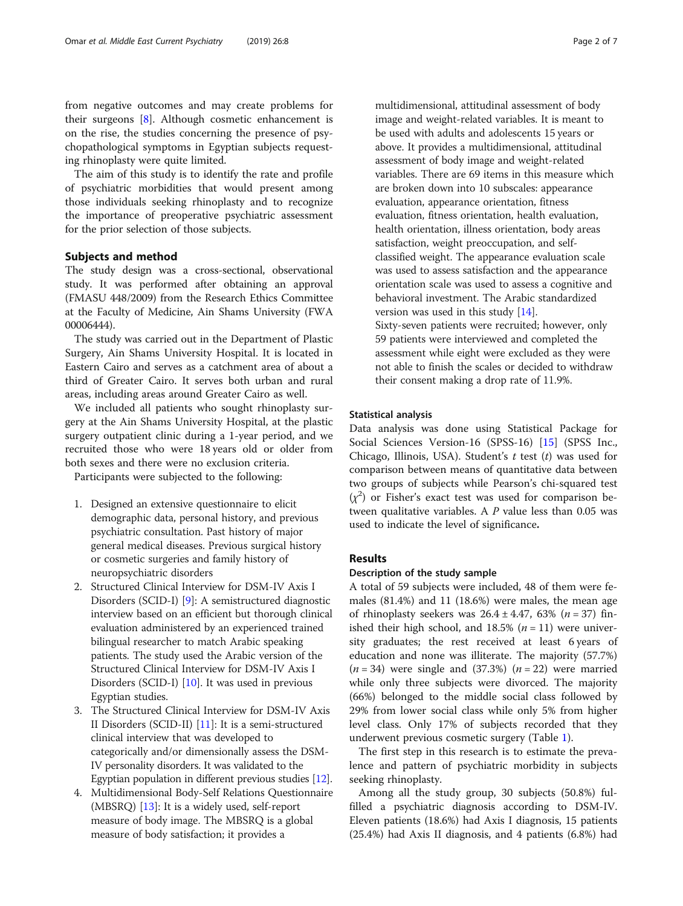from negative outcomes and may create problems for their surgeons [8]. Although cosmetic enhancement is on the rise, the studies concerning the presence of psychopathological symptoms in Egyptian subjects requesting rhinoplasty were quite limited.

The aim of this study is to identify the rate and profile of psychiatric morbidities that would present among those individuals seeking rhinoplasty and to recognize the importance of preoperative psychiatric assessment for the prior selection of those subjects.

## Subjects and method

The study design was a cross-sectional, observational study. It was performed after obtaining an approval (FMASU 448/2009) from the Research Ethics Committee at the Faculty of Medicine, Ain Shams University (FWA 00006444).

The study was carried out in the Department of Plastic Surgery, Ain Shams University Hospital. It is located in Eastern Cairo and serves as a catchment area of about a third of Greater Cairo. It serves both urban and rural areas, including areas around Greater Cairo as well.

We included all patients who sought rhinoplasty surgery at the Ain Shams University Hospital, at the plastic surgery outpatient clinic during a 1-year period, and we recruited those who were 18 years old or older from both sexes and there were no exclusion criteria.

Participants were subjected to the following:

1. Designed an extensive questionnaire to elicit demographic data, personal history, and previous psychiatric consultation. Past history of major general medical diseases. Previous surgical history or cosmetic surgeries and family history of neuropsychiatric disorders
2. Structured Clinical Interview for DSM-IV Axis I Disorders (SCID-I) [9]: A semistructured diagnostic interview based on an efficient but thorough clinical evaluation administered by an experienced trained bilingual researcher to match Arabic speaking patients. The study used the Arabic version of the Structured Clinical Interview for DSM-IV Axis I Disorders (SCID-I) [10]. It was used in previous Egyptian studies.
3. The Structured Clinical Interview for DSM-IV Axis II Disorders (SCID-II) [11]: It is a semi-structured clinical interview that was developed to categorically and/or dimensionally assess the DSM-IV personality disorders. It was validated to the Egyptian population in different previous studies [12].
4. Multidimensional Body-Self Relations Questionnaire (MBSRQ) [13]: It is a widely used, self-report measure of body image. The MBSRQ is a global measure of body satisfaction; it provides a multidimensional, attitudinal assessment of body image and weight-related variables. It is meant to be used with adults and adolescents 15 years or above. It provides a multidimensional, attitudinal assessment of body image and weight-related variables. There are 69 items in this measure which are broken down into 10 subscales: appearance evaluation, appearance orientation, fitness evaluation, fitness orientation, health evaluation, health orientation, illness orientation, body areas satisfaction, weight preoccupation, and self-classified weight. The appearance evaluation scale was used to assess satisfaction and the appearance orientation scale was used to assess a cognitive and behavioral investment. The Arabic standardized version was used in this study [14].
Sixty-seven patients were recruited; however, only 59 patients were interviewed and completed the assessment while eight were excluded as they were not able to finish the scales or decided to withdraw their consent making a drop rate of 11.9%.

### Statistical analysis

Data analysis was done using Statistical Package for Social Sciences Version-16 (SPSS-16) [15] (SPSS Inc., Chicago, Illinois, USA). Student's *t* test (*t*) was used for comparison between means of quantitative data between two groups of subjects while Pearson's chi-squared test ($\chi^2$) or Fisher's exact test was used for comparison between qualitative variables. A *P* value less than 0.05 was used to indicate the level of significance.

## Results

### Description of the study sample

A total of 59 subjects were included, 48 of them were females (81.4%) and 11 (18.6%) were males, the mean age of rhinoplasty seekers was 26.4 ± 4.47, 63% (*n* = 37) finished their high school, and 18.5% (*n* = 11) were university graduates; the rest received at least 6 years of education and none was illiterate. The majority (57.7%) (*n* = 34) were single and (37.3%) (*n* = 22) were married while only three subjects were divorced. The majority (66%) belonged to the middle social class followed by 29% from lower social class while only 5% from higher level class. Only 17% of subjects recorded that they underwent previous cosmetic surgery (Table 1).

The first step in this research is to estimate the prevalence and pattern of psychiatric morbidity in subjects seeking rhinoplasty.

Among all the study group, 30 subjects (50.8%) fulfilled a psychiatric diagnosis according to DSM-IV. Eleven patients (18.6%) had Axis I diagnosis, 15 patients (25.4%) had Axis II diagnosis, and 4 patients (6.8%) had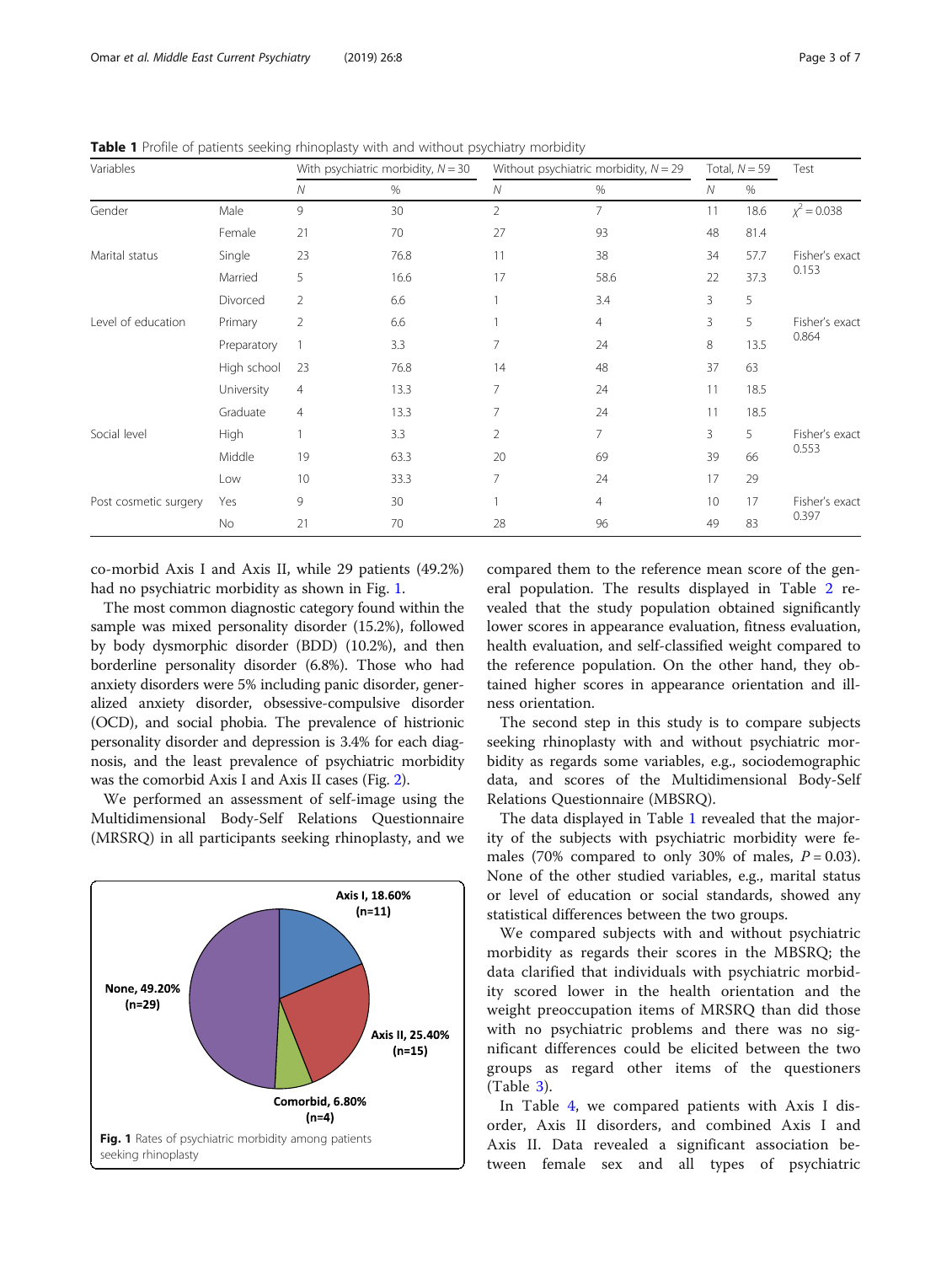**Table 1** Profile of patients seeking rhinoplasty with and without psychiatry morbidity

| Variables | | With psychiatric morbidity, *N* = 30 | | Without psychiatric morbidity, *N* = 29 | | Total, *N* = 59 | | Test |
|---|---|---|---|---|---|---|---|---|
| | | *N* | % | *N* | % | *N* | % | |
| Gender | Male | 9 | 30 | 2 | 7 | 11 | 18.6 | $\chi^2 = 0.038$ |
| | Female | 21 | 70 | 27 | 93 | 48 | 81.4 | |
| Marital status | Single | 23 | 76.8 | 11 | 38 | 34 | 57.7 | Fisher's exact 0.153 |
| | Married | 5 | 16.6 | 17 | 58.6 | 22 | 37.3 | |
| | Divorced | 2 | 6.6 | 1 | 3.4 | 3 | 5 | |
| Level of education | Primary | 2 | 6.6 | 1 | 4 | 3 | 5 | Fisher's exact 0.864 |
| | Preparatory | 1 | 3.3 | 7 | 24 | 8 | 13.5 | |
| | High school | 23 | 76.8 | 14 | 48 | 37 | 63 | |
| | University | 4 | 13.3 | 7 | 24 | 11 | 18.5 | |
| | Graduate | 4 | 13.3 | 7 | 24 | 11 | 18.5 | |
| Social level | High | 1 | 3.3 | 2 | 7 | 3 | 5 | Fisher's exact 0.553 |
| | Middle | 19 | 63.3 | 20 | 69 | 39 | 66 | |
| | Low | 10 | 33.3 | 7 | 24 | 17 | 29 | |
| Post cosmetic surgery | Yes | 9 | 30 | 1 | 4 | 10 | 17 | Fisher's exact 0.397 |
| | No | 21 | 70 | 28 | 96 | 49 | 83 | |

co-morbid Axis I and Axis II, while 29 patients (49.2%) had no psychiatric morbidity as shown in Fig. 1.

The most common diagnostic category found within the sample was mixed personality disorder (15.2%), followed by body dysmorphic disorder (BDD) (10.2%), and then borderline personality disorder (6.8%). Those who had anxiety disorders were 5% including panic disorder, generalized anxiety disorder, obsessive-compulsive disorder (OCD), and social phobia. The prevalence of histrionic personality disorder and depression is 3.4% for each diagnosis, and the least prevalence of psychiatric morbidity was the comorbid Axis I and Axis II cases (Fig. 2).

We performed an assessment of self-image using the Multidimensional Body-Self Relations Questionnaire (MRSRQ) in all participants seeking rhinoplasty, and we compared them to the reference mean score of the general population. The results displayed in Table 2 revealed that the study population obtained significantly lower scores in appearance evaluation, fitness evaluation, health evaluation, and self-classified weight compared to the reference population. On the other hand, they obtained higher scores in appearance orientation and illness orientation.

The second step in this study is to compare subjects seeking rhinoplasty with and without psychiatric morbidity as regards some variables, e.g., sociodemographic data, and scores of the Multidimensional Body-Self Relations Questionnaire (MBSRQ).

The data displayed in Table 1 revealed that the majority of the subjects with psychiatric morbidity were females (70% compared to only 30% of males, $P = 0.03$). None of the other studied variables, e.g., marital status or level of education or social standards, showed any statistical differences between the two groups.

We compared subjects with and without psychiatric morbidity as regards their scores in the MBSRQ; the data clarified that individuals with psychiatric morbidity scored lower in the health orientation and the weight preoccupation items of MRSRQ than did those with no psychiatric problems and there was no significant differences could be elicited between the two groups as regard other items of the questioners (Table 3).

In Table 4, we compared patients with Axis I disorder, Axis II disorders, and combined Axis I and Axis II. Data revealed a significant association between female sex and all types of psychiatric

Axis I, 18.60% (n=11); Axis II, 25.40% (n=15); Comorbid, 6.80% (n=4); None, 49.20% (n=29)

**Fig. 1** Rates of psychiatric morbidity among patients seeking rhinoplasty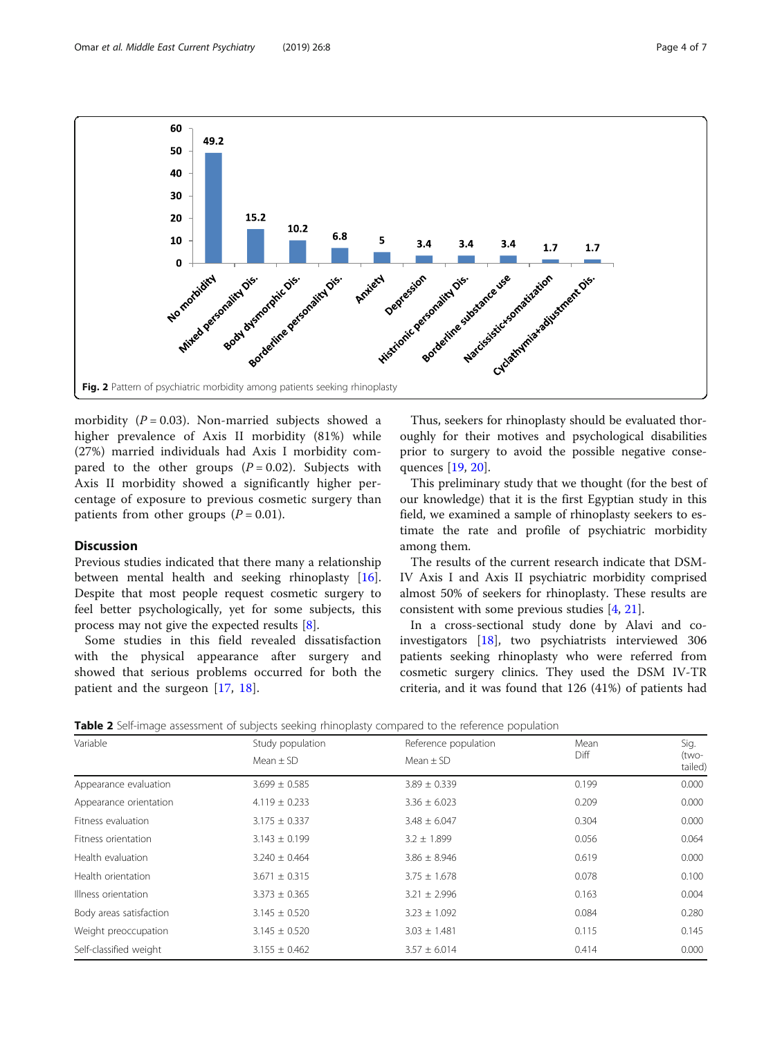Fig. 2 Pattern of psychiatric morbidity among patients seeking rhinoplasty

morbidity ($P = 0.03$). Non-married subjects showed a higher prevalence of Axis II morbidity (81%) while (27%) married individuals had Axis I morbidity compared to the other groups ($P = 0.02$). Subjects with Axis II morbidity showed a significantly higher percentage of exposure to previous cosmetic surgery than patients from other groups ($P = 0.01$).

## Discussion

Previous studies indicated that there many a relationship between mental health and seeking rhinoplasty [16]. Despite that most people request cosmetic surgery to feel better psychologically, yet for some subjects, this process may not give the expected results [8].

Some studies in this field revealed dissatisfaction with the physical appearance after surgery and showed that serious problems occurred for both the patient and the surgeon [17, 18].

Thus, seekers for rhinoplasty should be evaluated thoroughly for their motives and psychological disabilities prior to surgery to avoid the possible negative consequences [19, 20].

This preliminary study that we thought (for the best of our knowledge) that it is the first Egyptian study in this field, we examined a sample of rhinoplasty seekers to estimate the rate and profile of psychiatric morbidity among them.

The results of the current research indicate that DSM-IV Axis I and Axis II psychiatric morbidity comprised almost 50% of seekers for rhinoplasty. These results are consistent with some previous studies [4, 21].

In a cross-sectional study done by Alavi and co-investigators [18], two psychiatrists interviewed 306 patients seeking rhinoplasty who were referred from cosmetic surgery clinics. They used the DSM IV-TR criteria, and it was found that 126 (41%) of patients had

**Table 2** Self-image assessment of subjects seeking rhinoplasty compared to the reference population

| Variable | Study population<br>Mean ± SD | Reference population<br>Mean ± SD | Mean Diff | Sig. (two-tailed) |
|---|---|---|---|---|
| Appearance evaluation | 3.699 ± 0.585 | 3.89 ± 0.339 | 0.199 | 0.000 |
| Appearance orientation | 4.119 ± 0.233 | 3.36 ± 6.023 | 0.209 | 0.000 |
| Fitness evaluation | 3.175 ± 0.337 | 3.48 ± 6.047 | 0.304 | 0.000 |
| Fitness orientation | 3.143 ± 0.199 | 3.2 ± 1.899 | 0.056 | 0.064 |
| Health evaluation | 3.240 ± 0.464 | 3.86 ± 8.946 | 0.619 | 0.000 |
| Health orientation | 3.671 ± 0.315 | 3.75 ± 1.678 | 0.078 | 0.100 |
| Illness orientation | 3.373 ± 0.365 | 3.21 ± 2.996 | 0.163 | 0.004 |
| Body areas satisfaction | 3.145 ± 0.520 | 3.23 ± 1.092 | 0.084 | 0.280 |
| Weight preoccupation | 3.145 ± 0.520 | 3.03 ± 1.481 | 0.115 | 0.145 |
| Self-classified weight | 3.155 ± 0.462 | 3.57 ± 6.014 | 0.414 | 0.000 |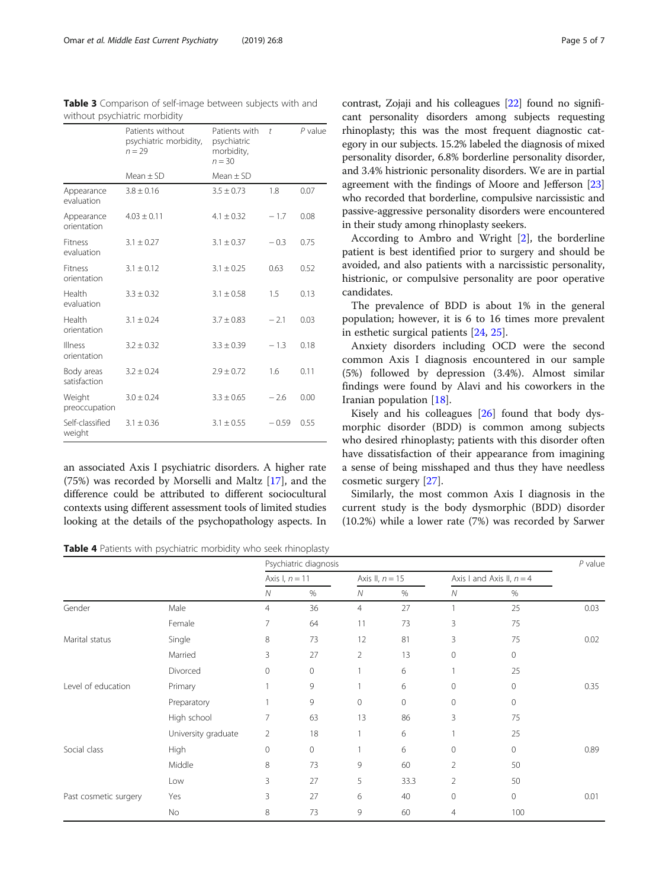**Table 3** Comparison of self-image between subjects with and without psychiatric morbidity

| | Patients without psychiatric morbidity, $n = 29$ | Patients with psychiatric morbidity, $n = 30$ | $t$ | $P$ value |
|---|---|---|---|---|
| | Mean ± SD | Mean ± SD | | |
| Appearance evaluation | 3.8 ± 0.16 | 3.5 ± 0.73 | 1.8 | 0.07 |
| Appearance orientation | 4.03 ± 0.11 | 4.1 ± 0.32 | − 1.7 | 0.08 |
| Fitness evaluation | 3.1 ± 0.27 | 3.1 ± 0.37 | − 0.3 | 0.75 |
| Fitness orientation | 3.1 ± 0.12 | 3.1 ± 0.25 | 0.63 | 0.52 |
| Health evaluation | 3.3 ± 0.32 | 3.1 ± 0.58 | 1.5 | 0.13 |
| Health orientation | 3.1 ± 0.24 | 3.7 ± 0.83 | − 2.1 | 0.03 |
| Illness orientation | 3.2 ± 0.32 | 3.3 ± 0.39 | − 1.3 | 0.18 |
| Body areas satisfaction | 3.2 ± 0.24 | 2.9 ± 0.72 | 1.6 | 0.11 |
| Weight preoccupation | 3.0 ± 0.24 | 3.3 ± 0.65 | − 2.6 | 0.00 |
| Self-classified weight | 3.1 ± 0.36 | 3.1 ± 0.55 | − 0.59 | 0.55 |

an associated Axis I psychiatric disorders. A higher rate (75%) was recorded by Morselli and Maltz [17], and the difference could be attributed to different sociocultural contexts using different assessment tools of limited studies looking at the details of the psychopathology aspects. In contrast, Zojaji and his colleagues [22] found no significant personality disorders among subjects requesting rhinoplasty; this was the most frequent diagnostic category in our subjects. 15.2% labeled the diagnosis of mixed personality disorder, 6.8% borderline personality disorder, and 3.4% histrionic personality disorders. We are in partial agreement with the findings of Moore and Jefferson [23] who recorded that borderline, compulsive narcissistic and passive-aggressive personality disorders were encountered in their study among rhinoplasty seekers.

According to Ambro and Wright [2], the borderline patient is best identified prior to surgery and should be avoided, and also patients with a narcissistic personality, histrionic, or compulsive personality are poor operative candidates.

The prevalence of BDD is about 1% in the general population; however, it is 6 to 16 times more prevalent in esthetic surgical patients [24, 25].

Anxiety disorders including OCD were the second common Axis I diagnosis encountered in our sample (5%) followed by depression (3.4%). Almost similar findings were found by Alavi and his coworkers in the Iranian population [18].

Kisely and his colleagues [26] found that body dysmorphic disorder (BDD) is common among subjects who desired rhinoplasty; patients with this disorder often have dissatisfaction of their appearance from imagining a sense of being misshaped and thus they have needless cosmetic surgery [27].

Similarly, the most common Axis I diagnosis in the current study is the body dysmorphic (BDD) disorder (10.2%) while a lower rate (7%) was recorded by Sarwer

**Table 4** Patients with psychiatric morbidity who seek rhinoplasty

| | | Psychiatric diagnosis | | | | | | $P$ value |
|---|---|---|---|---|---|---|---|---|
| | | Axis I, $n = 11$ | | Axis II, $n = 15$ | | Axis I and Axis II, $n = 4$ | | |
| | | $N$ | % | $N$ | % | $N$ | % | |
| Gender | Male | 4 | 36 | 4 | 27 | 1 | 25 | 0.03 |
| | Female | 7 | 64 | 11 | 73 | 3 | 75 | |
| Marital status | Single | 8 | 73 | 12 | 81 | 3 | 75 | 0.02 |
| | Married | 3 | 27 | 2 | 13 | 0 | 0 | |
| | Divorced | 0 | 0 | 1 | 6 | 1 | 25 | |
| Level of education | Primary | 1 | 9 | 1 | 6 | 0 | 0 | 0.35 |
| | Preparatory | 1 | 9 | 0 | 0 | 0 | 0 | |
| | High school | 7 | 63 | 13 | 86 | 3 | 75 | |
| | University graduate | 2 | 18 | 1 | 6 | 1 | 25 | |
| Social class | High | 0 | 0 | 1 | 6 | 0 | 0 | 0.89 |
| | Middle | 8 | 73 | 9 | 60 | 2 | 50 | |
| | Low | 3 | 27 | 5 | 33.3 | 2 | 50 | |
| Past cosmetic surgery | Yes | 3 | 27 | 6 | 40 | 0 | 0 | 0.01 |
| | No | 8 | 73 | 9 | 60 | 4 | 100 | |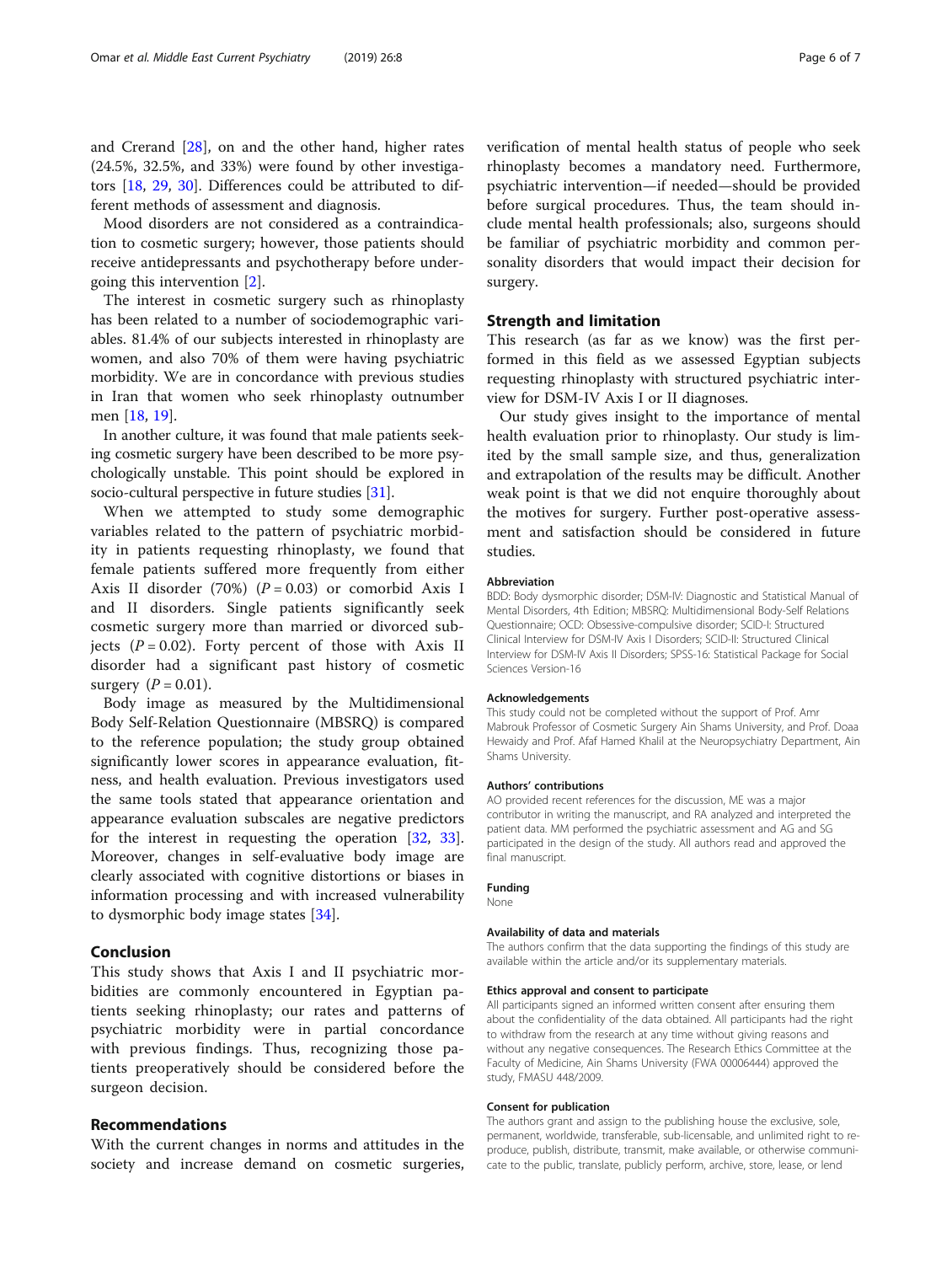and Crerand [28], on and the other hand, higher rates (24.5%, 32.5%, and 33%) were found by other investigators [18, 29, 30]. Differences could be attributed to different methods of assessment and diagnosis.

Mood disorders are not considered as a contraindication to cosmetic surgery; however, those patients should receive antidepressants and psychotherapy before undergoing this intervention [2].

The interest in cosmetic surgery such as rhinoplasty has been related to a number of sociodemographic variables. 81.4% of our subjects interested in rhinoplasty are women, and also 70% of them were having psychiatric morbidity. We are in concordance with previous studies in Iran that women who seek rhinoplasty outnumber men [18, 19].

In another culture, it was found that male patients seeking cosmetic surgery have been described to be more psychologically unstable. This point should be explored in socio-cultural perspective in future studies [31].

When we attempted to study some demographic variables related to the pattern of psychiatric morbidity in patients requesting rhinoplasty, we found that female patients suffered more frequently from either Axis II disorder (70%) ($P = 0.03$) or comorbid Axis I and II disorders. Single patients significantly seek cosmetic surgery more than married or divorced subjects ($P = 0.02$). Forty percent of those with Axis II disorder had a significant past history of cosmetic surgery ($P = 0.01$).

Body image as measured by the Multidimensional Body Self-Relation Questionnaire (MBSRQ) is compared to the reference population; the study group obtained significantly lower scores in appearance evaluation, fitness, and health evaluation. Previous investigators used the same tools stated that appearance orientation and appearance evaluation subscales are negative predictors for the interest in requesting the operation [32, 33]. Moreover, changes in self-evaluative body image are clearly associated with cognitive distortions or biases in information processing and with increased vulnerability to dysmorphic body image states [34].

## Conclusion

This study shows that Axis I and II psychiatric morbidities are commonly encountered in Egyptian patients seeking rhinoplasty; our rates and patterns of psychiatric morbidity were in partial concordance with previous findings. Thus, recognizing those patients preoperatively should be considered before the surgeon decision.

## Recommendations

With the current changes in norms and attitudes in the society and increase demand on cosmetic surgeries, verification of mental health status of people who seek rhinoplasty becomes a mandatory need. Furthermore, psychiatric intervention—if needed—should be provided before surgical procedures. Thus, the team should include mental health professionals; also, surgeons should be familiar of psychiatric morbidity and common personality disorders that would impact their decision for surgery.

## Strength and limitation

This research (as far as we know) was the first performed in this field as we assessed Egyptian subjects requesting rhinoplasty with structured psychiatric interview for DSM-IV Axis I or II diagnoses.

Our study gives insight to the importance of mental health evaluation prior to rhinoplasty. Our study is limited by the small sample size, and thus, generalization and extrapolation of the results may be difficult. Another weak point is that we did not enquire thoroughly about the motives for surgery. Further post-operative assessment and satisfaction should be considered in future studies.

### Abbreviation

BDD: Body dysmorphic disorder; DSM-IV: Diagnostic and Statistical Manual of Mental Disorders, 4th Edition; MBSRQ: Multidimensional Body-Self Relations Questionnaire; OCD: Obsessive-compulsive disorder; SCID-I: Structured Clinical Interview for DSM-IV Axis I Disorders; SCID-II: Structured Clinical Interview for DSM-IV Axis II Disorders; SPSS-16: Statistical Package for Social Sciences Version-16

### Acknowledgements

This study could not be completed without the support of Prof. Amr Mabrouk Professor of Cosmetic Surgery Ain Shams University, and Prof. Doaa Hewaidy and Prof. Afaf Hamed Khalil at the Neuropsychiatry Department, Ain Shams University.

### Authors' contributions

AO provided recent references for the discussion, ME was a major contributor in writing the manuscript, and RA analyzed and interpreted the patient data. MM performed the psychiatric assessment and AG and SG participated in the design of the study. All authors read and approved the final manuscript.

### Funding

None

### Availability of data and materials

The authors confirm that the data supporting the findings of this study are available within the article and/or its supplementary materials.

### Ethics approval and consent to participate

All participants signed an informed written consent after ensuring them about the confidentiality of the data obtained. All participants had the right to withdraw from the research at any time without giving reasons and without any negative consequences. The Research Ethics Committee at the Faculty of Medicine, Ain Shams University (FWA 00006444) approved the study, FMASU 448/2009.

### Consent for publication

The authors grant and assign to the publishing house the exclusive, sole, permanent, worldwide, transferable, sub-licensable, and unlimited right to reproduce, publish, distribute, transmit, make available, or otherwise communicate to the public, translate, publicly perform, archive, store, lease, or lend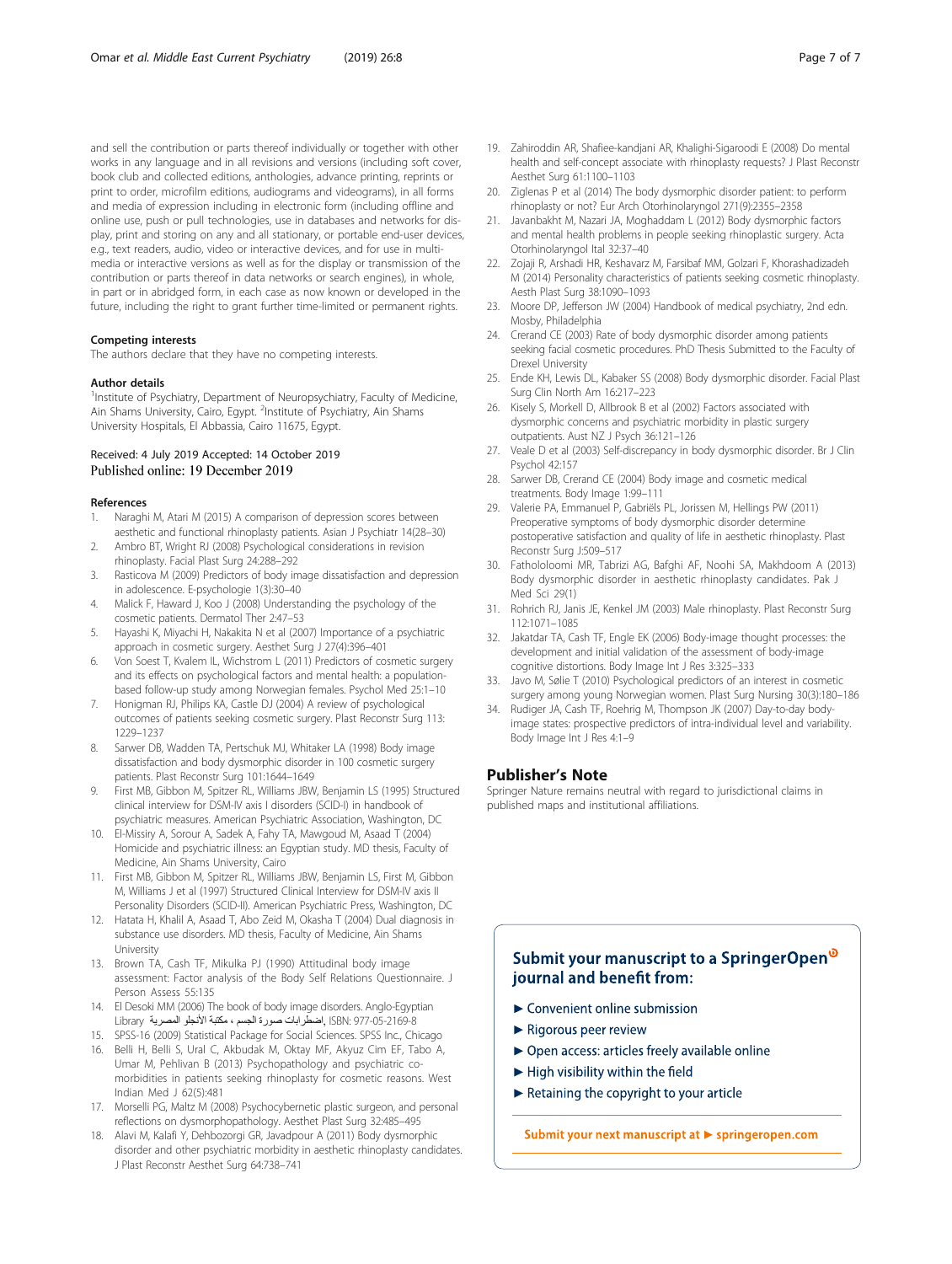and sell the contribution or parts thereof individually or together with other works in any language and in all revisions and versions (including soft cover, book club and collected editions, anthologies, advance printing, reprints or print to order, microfilm editions, audiograms and videograms), in all forms and media of expression including in electronic form (including offline and online use, push or pull technologies, use in databases and networks for display, print and storing on any and all stationary, or portable end-user devices, e.g., text readers, audio, video or interactive devices, and for use in multimedia or interactive versions as well as for the display or transmission of the contribution or parts thereof in data networks or search engines), in whole, in part or in abridged form, in each case as now known or developed in the future, including the right to grant further time-limited or permanent rights.

### Competing interests

The authors declare that they have no competing interests.

### Author details

[1]Institute of Psychiatry, Department of Neuropsychiatry, Faculty of Medicine, Ain Shams University, Cairo, Egypt. [2]Institute of Psychiatry, Ain Shams University Hospitals, El Abbassia, Cairo 11675, Egypt.

Received: 4 July 2019 Accepted: 14 October 2019
Published online: 19 December 2019

### References

1. Naraghi M, Atari M (2015) A comparison of depression scores between aesthetic and functional rhinoplasty patients. Asian J Psychiatr 14(28–30)
2. Ambro BT, Wright RJ (2008) Psychological considerations in revision rhinoplasty. Facial Plast Surg 24:288–292
3. Rasticova M (2009) Predictors of body image dissatisfaction and depression in adolescence. E-psychologie 1(3):30–40
4. Malick F, Haward J, Koo J (2008) Understanding the psychology of the cosmetic patients. Dermatol Ther 2:47–53
5. Hayashi K, Miyachi H, Nakakita N et al (2007) Importance of a psychiatric approach in cosmetic surgery. Aesthet Surg J 27(4):396–401
6. Von Soest T, Kvalem IL, Wichstrom L (2011) Predictors of cosmetic surgery and its effects on psychological factors and mental health: a population-based follow-up study among Norwegian females. Psychol Med 25:1–10
7. Honigman RJ, Philips KA, Castle DJ (2004) A review of psychological outcomes of patients seeking cosmetic surgery. Plast Reconstr Surg 113: 1229–1237
8. Sarwer DB, Wadden TA, Pertschuk MJ, Whitaker LA (1998) Body image dissatisfaction and body dysmorphic disorder in 100 cosmetic surgery patients. Plast Reconstr Surg 101:1644–1649
9. First MB, Gibbon M, Spitzer RL, Williams JBW, Benjamin LS (1995) Structured clinical interview for DSM-IV axis I disorders (SCID-I) in handbook of psychiatric measures. American Psychiatric Association, Washington, DC
10. El-Missiry A, Sorour A, Sadek A, Fahy TA, Mawgoud M, Asaad T (2004) Homicide and psychiatric illness: an Egyptian study. MD thesis, Faculty of Medicine, Ain Shams University, Cairo
11. First MB, Gibbon M, Spitzer RL, Williams JBW, Benjamin LS, First M, Gibbon M, Williams J et al (1997) Structured Clinical Interview for DSM-IV axis II Personality Disorders (SCID-II). American Psychiatric Press, Washington, DC
12. Hatata H, Khalil A, Asaad T, Abo Zeid M, Okasha T (2004) Dual diagnosis in substance use disorders. MD thesis, Faculty of Medicine, Ain Shams University
13. Brown TA, Cash TF, Mikulka PJ (1990) Attitudinal body image assessment: Factor analysis of the Body Self Relations Questionnaire. J Person Assess 55:135
14. El Desoki MM (2006) The book of body image disorders. Anglo-Egyptian Library اضطرابات صورة الجسم ، مكتبة الأنجلو المصرية, ISBN: 977-05-2169-8
15. SPSS-16 (2009) Statistical Package for Social Sciences. SPSS Inc., Chicago
16. Belli H, Belli S, Ural C, Akbudak M, Oktay MF, Akyuz Cim EF, Tabo A, Umar M, Pehlivan B (2013) Psychopathology and psychiatric co-morbidities in patients seeking rhinoplasty for cosmetic reasons. West Indian Med J 62(5):481
17. Morselli PG, Maltz M (2008) Psychocybernetic plastic surgeon, and personal reflections on dysmorphopathology. Aesthet Plast Surg 32:485–495
18. Alavi M, Kalafi Y, Dehbozorgi GR, Javadpour A (2011) Body dysmorphic disorder and other psychiatric morbidity in aesthetic rhinoplasty candidates. J Plast Reconstr Aesthet Surg 64:738–741
19. Zahiroddin AR, Shafiee-kandjani AR, Khalighi-Sigaroodi E (2008) Do mental health and self-concept associate with rhinoplasty requests? J Plast Reconstr Aesthet Surg 61:1100–1103
20. Ziglenas P et al (2014) The body dysmorphic disorder patient: to perform rhinoplasty or not? Eur Arch Otorhinolaryngol 271(9):2355–2358
21. Javanbakht M, Nazari JA, Moghaddam L (2012) Body dysmorphic factors and mental health problems in people seeking rhinoplastic surgery. Acta Otorhinolaryngol Ital 32:37–40
22. Zojaji R, Arshadi HR, Keshavarz M, Farsibaf MM, Golzari F, Khorashadizadeh M (2014) Personality characteristics of patients seeking cosmetic rhinoplasty. Aesth Plast Surg 38:1090–1093
23. Moore DP, Jefferson JW (2004) Handbook of medical psychiatry, 2nd edn. Mosby, Philadelphia
24. Crerand CE (2003) Rate of body dysmorphic disorder among patients seeking facial cosmetic procedures. PhD Thesis Submitted to the Faculty of Drexel University
25. Ende KH, Lewis DL, Kabaker SS (2008) Body dysmorphic disorder. Facial Plast Surg Clin North Am 16:217–223
26. Kisely S, Morkell D, Allbrook B et al (2002) Factors associated with dysmorphic concerns and psychiatric morbidity in plastic surgery outpatients. Aust NZ J Psych 36:121–126
27. Veale D et al (2003) Self-discrepancy in body dysmorphic disorder. Br J Clin Psychol 42:157
28. Sarwer DB, Crerand CE (2004) Body image and cosmetic medical treatments. Body Image 1:99–111
29. Valerie PA, Emmanuel P, Gabriëls PL, Jorissen M, Hellings PW (2011) Preoperative symptoms of body dysmorphic disorder determine postoperative satisfaction and quality of life in aesthetic rhinoplasty. Plast Reconstr Surg J:509–517
30. Fathololoomi MR, Tabrizi AG, Bafghi AF, Noohi SA, Makhdoom A (2013) Body dysmorphic disorder in aesthetic rhinoplasty candidates. Pak J Med Sci 29(1)
31. Rohrich RJ, Janis JE, Kenkel JM (2003) Male rhinoplasty. Plast Reconstr Surg 112:1071–1085
32. Jakatdar TA, Cash TF, Engle EK (2006) Body-image thought processes: the development and initial validation of the assessment of body-image cognitive distortions. Body Image Int J Res 3:325–333
33. Javo M, Sølie T (2010) Psychological predictors of an interest in cosmetic surgery among young Norwegian women. Plast Surg Nursing 30(3):180–186
34. Rudiger JA, Cash TF, Roehrig M, Thompson JK (2007) Day-to-day body-image states: prospective predictors of intra-individual level and variability. Body Image Int J Res 4:1–9

## Publisher's Note

Springer Nature remains neutral with regard to jurisdictional claims in published maps and institutional affiliations.

**Submit your manuscript to a SpringerOpen journal and benefit from:**

- ► Convenient online submission
- ► Rigorous peer review
- ► Open access: articles freely available online
- ► High visibility within the field
- ► Retaining the copyright to your article

Submit your next manuscript at ► springeropen.com